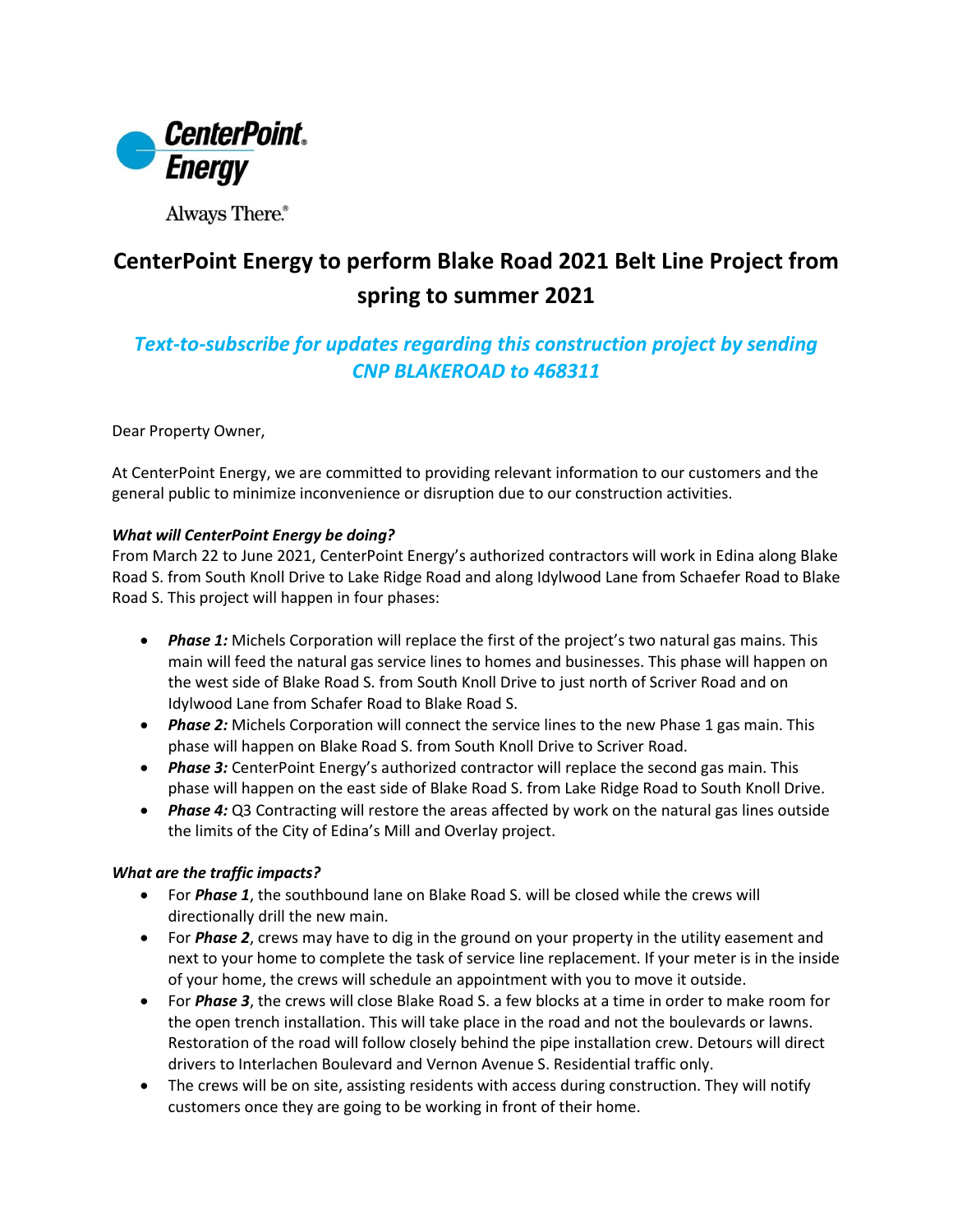CenterPoint Energy

Always There.®

# CenterPoint Energy to perform Blake Road 2021 Belt Line Project from spring to summer 2021

## *Text-to-subscribe for updates regarding this construction project by sending CNP BLAKEROAD to 468311*

Dear Property Owner,

At CenterPoint Energy, we are committed to providing relevant information to our customers and the general public to minimize inconvenience or disruption due to our construction activities.

***What will CenterPoint Energy be doing?***

From March 22 to June 2021, CenterPoint Energy's authorized contractors will work in Edina along Blake Road S. from South Knoll Drive to Lake Ridge Road and along Idylwood Lane from Schaefer Road to Blake Road S. This project will happen in four phases:

- ***Phase 1:*** Michels Corporation will replace the first of the project's two natural gas mains. This main will feed the natural gas service lines to homes and businesses. This phase will happen on the west side of Blake Road S. from South Knoll Drive to just north of Scriver Road and on Idylwood Lane from Schafer Road to Blake Road S.
- ***Phase 2:*** Michels Corporation will connect the service lines to the new Phase 1 gas main. This phase will happen on Blake Road S. from South Knoll Drive to Scriver Road.
- ***Phase 3:*** CenterPoint Energy's authorized contractor will replace the second gas main. This phase will happen on the east side of Blake Road S. from Lake Ridge Road to South Knoll Drive.
- ***Phase 4:*** Q3 Contracting will restore the areas affected by work on the natural gas lines outside the limits of the City of Edina's Mill and Overlay project.

***What are the traffic impacts?***

- For ***Phase 1***, the southbound lane on Blake Road S. will be closed while the crews will directionally drill the new main.
- For ***Phase 2***, crews may have to dig in the ground on your property in the utility easement and next to your home to complete the task of service line replacement. If your meter is in the inside of your home, the crews will schedule an appointment with you to move it outside.
- For ***Phase 3***, the crews will close Blake Road S. a few blocks at a time in order to make room for the open trench installation. This will take place in the road and not the boulevards or lawns. Restoration of the road will follow closely behind the pipe installation crew. Detours will direct drivers to Interlachen Boulevard and Vernon Avenue S. Residential traffic only.
- The crews will be on site, assisting residents with access during construction. They will notify customers once they are going to be working in front of their home.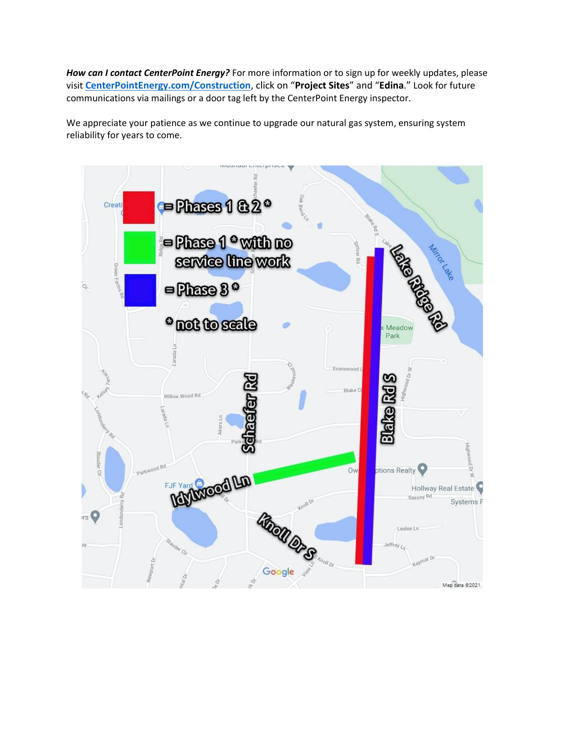***How can I contact CenterPoint Energy?*** For more information or to sign up for weekly updates, please visit **CenterPointEnergy.com/Construction**, click on "**Project Sites**" and "**Edina**." Look for future communications via mailings or a door tag left by the CenterPoint Energy inspector.

We appreciate your patience as we continue to upgrade our natural gas system, ensuring system reliability for years to come.

= Phases 1 & 2*

= Phase 1* with no service line work

= Phase 3*

* not to scale

Lake Ridge Rd

Schaefer Rd

Blake Rd S

Idylwood Ln

Knoll Dr S

Mirror Lake

Map data ©2021